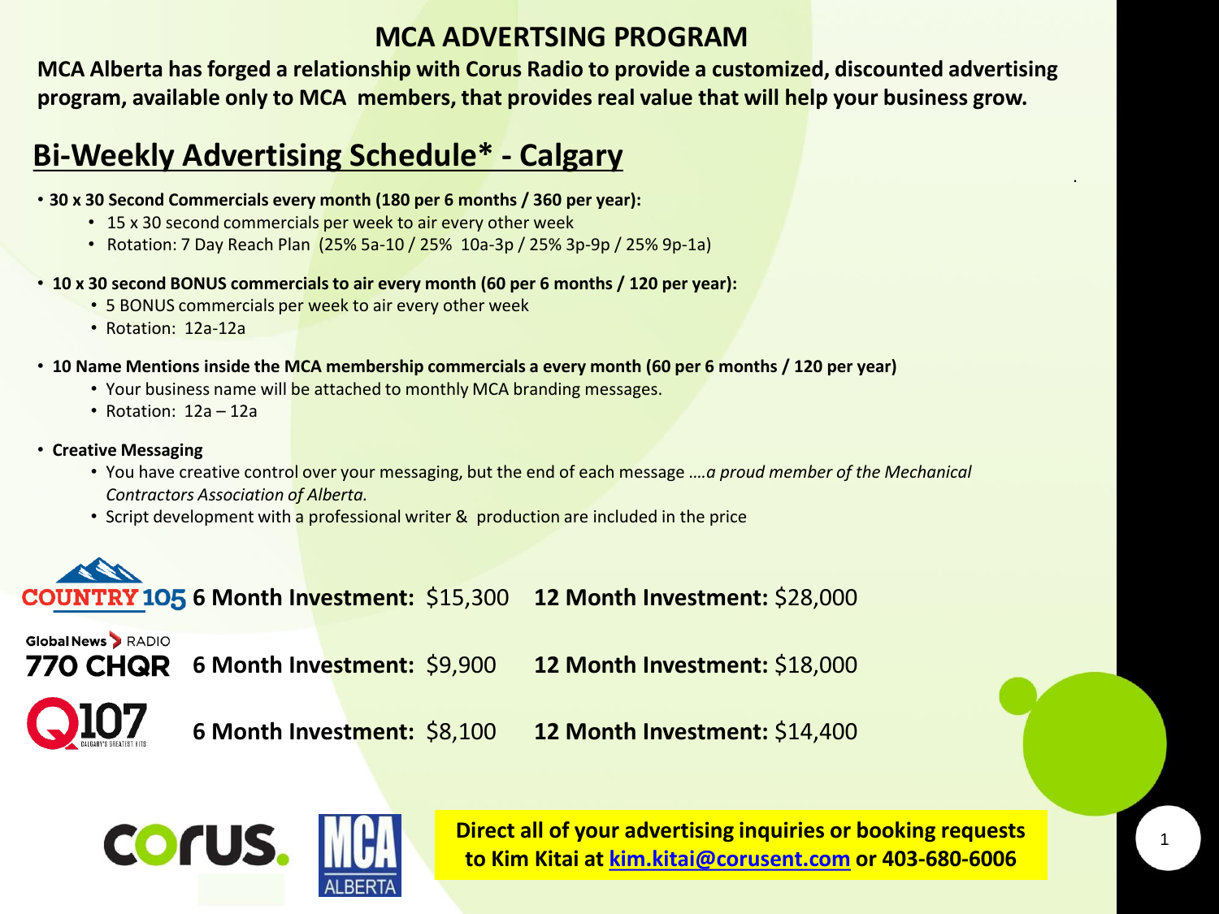# MCA ADVERTSING PROGRAM

**MCA Alberta has forged a relationship with Corus Radio to provide a customized, discounted advertising program, available only to MCA members, that provides real value that will help your business grow.**

## Bi-Weekly Advertising Schedule* - Calgary

- **30 x 30 Second Commercials every month (180 per 6 months / 360 per year):**
  - 15 x 30 second commercials per week to air every other week
  - Rotation: 7 Day Reach Plan (25% 5a-10 / 25% 10a-3p / 25% 3p-9p / 25% 9p-1a)
- **10 x 30 second BONUS commercials to air every month (60 per 6 months / 120 per year):**
  - 5 BONUS commercials per week to air every other week
  - Rotation: 12a-12a
- **10 Name Mentions inside the MCA membership commercials a every month (60 per 6 months / 120 per year)**
  - Your business name will be attached to monthly MCA branding messages.
  - Rotation: 12a – 12a
- **Creative Messaging**
  - You have creative control over your messaging, but the end of each message *….a proud member of the Mechanical Contractors Association of Alberta.*
  - Script development with a professional writer & production are included in the price

| Station | 6 Month Investment | 12 Month Investment |
|---|---|---|
| COUNTRY 105 | $15,300 | $28,000 |
| Global News RADIO 770 CHQR | $9,900 | $18,000 |
| Q107 | $8,100 | $14,400 |

corus. MCA ALBERTA

**Direct all of your advertising inquiries or booking requests to Kim Kitai at kim.kitai@corusent.com or 403-680-6006**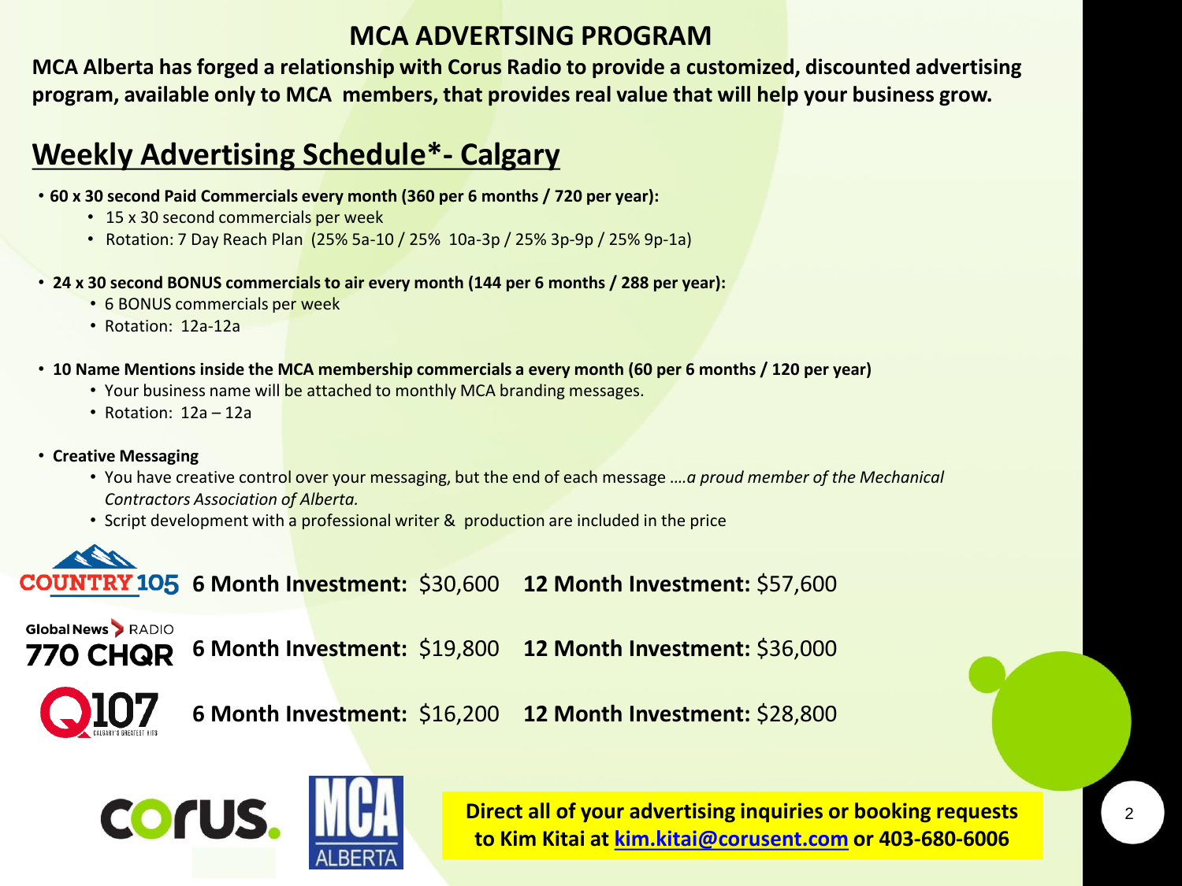# MCA ADVERTSING PROGRAM

**MCA Alberta has forged a relationship with Corus Radio to provide a customized, discounted advertising program, available only to MCA members, that provides real value that will help your business grow.**

## Weekly Advertising Schedule*- Calgary

- **60 x 30 second Paid Commercials every month (360 per 6 months / 720 per year):**
  - 15 x 30 second commercials per week
  - Rotation: 7 Day Reach Plan (25% 5a-10 / 25% 10a-3p / 25% 3p-9p / 25% 9p-1a)
- **24 x 30 second BONUS commercials to air every month (144 per 6 months / 288 per year):**
  - 6 BONUS commercials per week
  - Rotation: 12a-12a
- **10 Name Mentions inside the MCA membership commercials a every month (60 per 6 months / 120 per year)**
  - Your business name will be attached to monthly MCA branding messages.
  - Rotation: 12a – 12a
- **Creative Messaging**
  - You have creative control over your messaging, but the end of each message *….a proud member of the Mechanical Contractors Association of Alberta.*
  - Script development with a professional writer & production are included in the price

| | | |
|---|---|---|
| COUNTRY 105 | **6 Month Investment:** $30,600 | **12 Month Investment:** $57,600 |
| Global News RADIO 770 CHQR | **6 Month Investment:** $19,800 | **12 Month Investment:** $36,000 |
| Q107 CALGARY'S GREATEST HITS | **6 Month Investment:** $16,200 | **12 Month Investment:** $28,800 |

corus. MCA ALBERTA

**Direct all of your advertising inquiries or booking requests to Kim Kitai at kim.kitai@corusent.com or 403-680-6006**